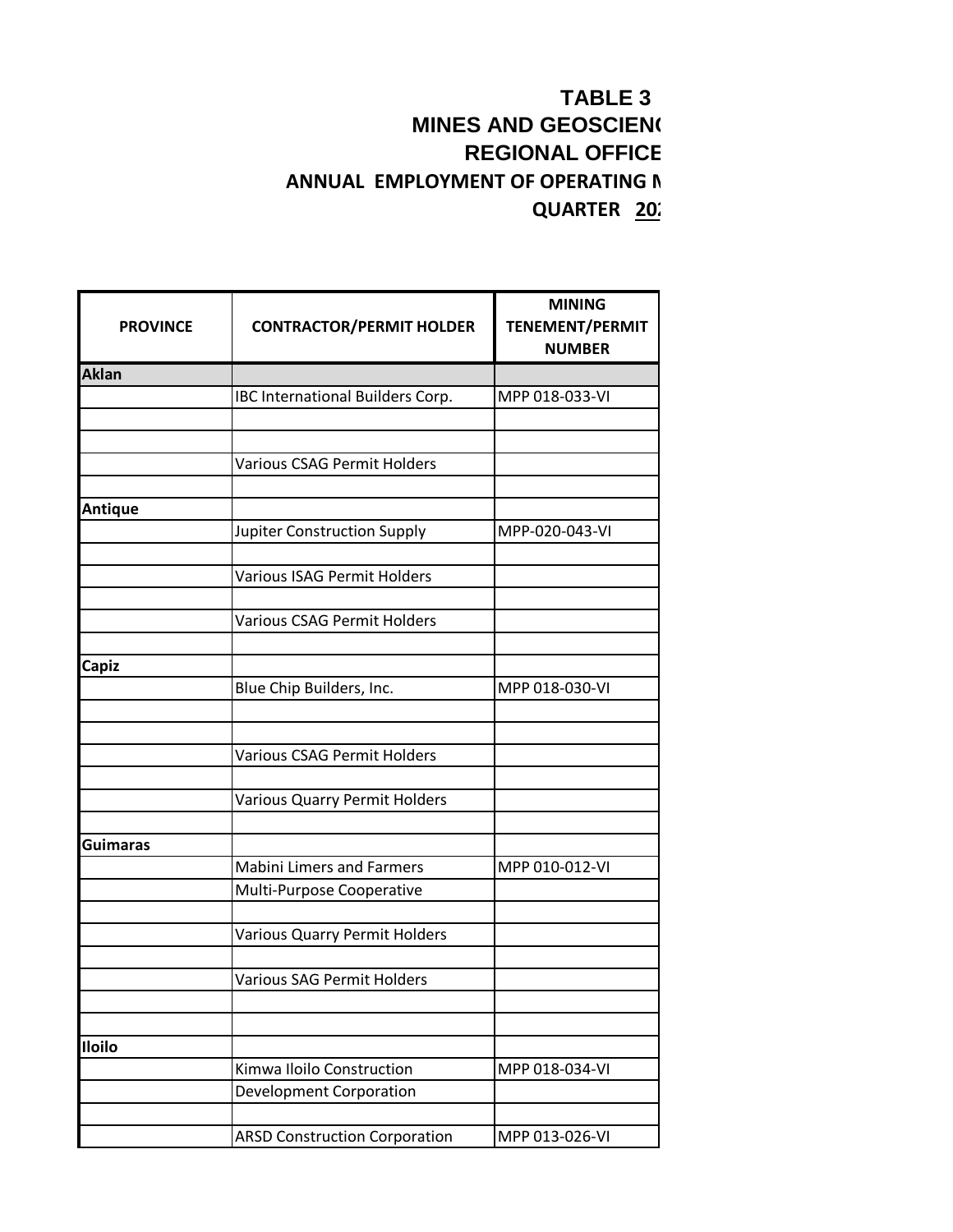# TABLE 3

## MINES AND GEOSCIENC

## REGIONAL OFFICE

### ANNUAL EMPLOYMENT OF OPERATING M

### QUARTER 202

| PROVINCE | CONTRACTOR/PERMIT HOLDER | MINING TENEMENT/PERMIT NUMBER |
|---|---|---|
| **Aklan** | | |
| | IBC International Builders Corp. | MPP 018-033-VI |
| | | |
| | | |
| | Various CSAG Permit Holders | |
| | | |
| **Antique** | | |
| | Jupiter Construction Supply | MPP-020-043-VI |
| | | |
| | Various ISAG Permit Holders | |
| | | |
| | Various CSAG Permit Holders | |
| | | |
| **Capiz** | | |
| | Blue Chip Builders, Inc. | MPP 018-030-VI |
| | | |
| | | |
| | Various CSAG Permit Holders | |
| | | |
| | Various Quarry Permit Holders | |
| | | |
| **Guimaras** | | |
| | Mabini Limers and Farmers | MPP 010-012-VI |
| | Multi-Purpose Cooperative | |
| | | |
| | Various Quarry Permit Holders | |
| | | |
| | Various SAG Permit Holders | |
| | | |
| | | |
| **Iloilo** | | |
| | Kimwa Iloilo Construction | MPP 018-034-VI |
| | Development Corporation | |
| | | |
| | ARSD Construction Corporation | MPP 013-026-VI |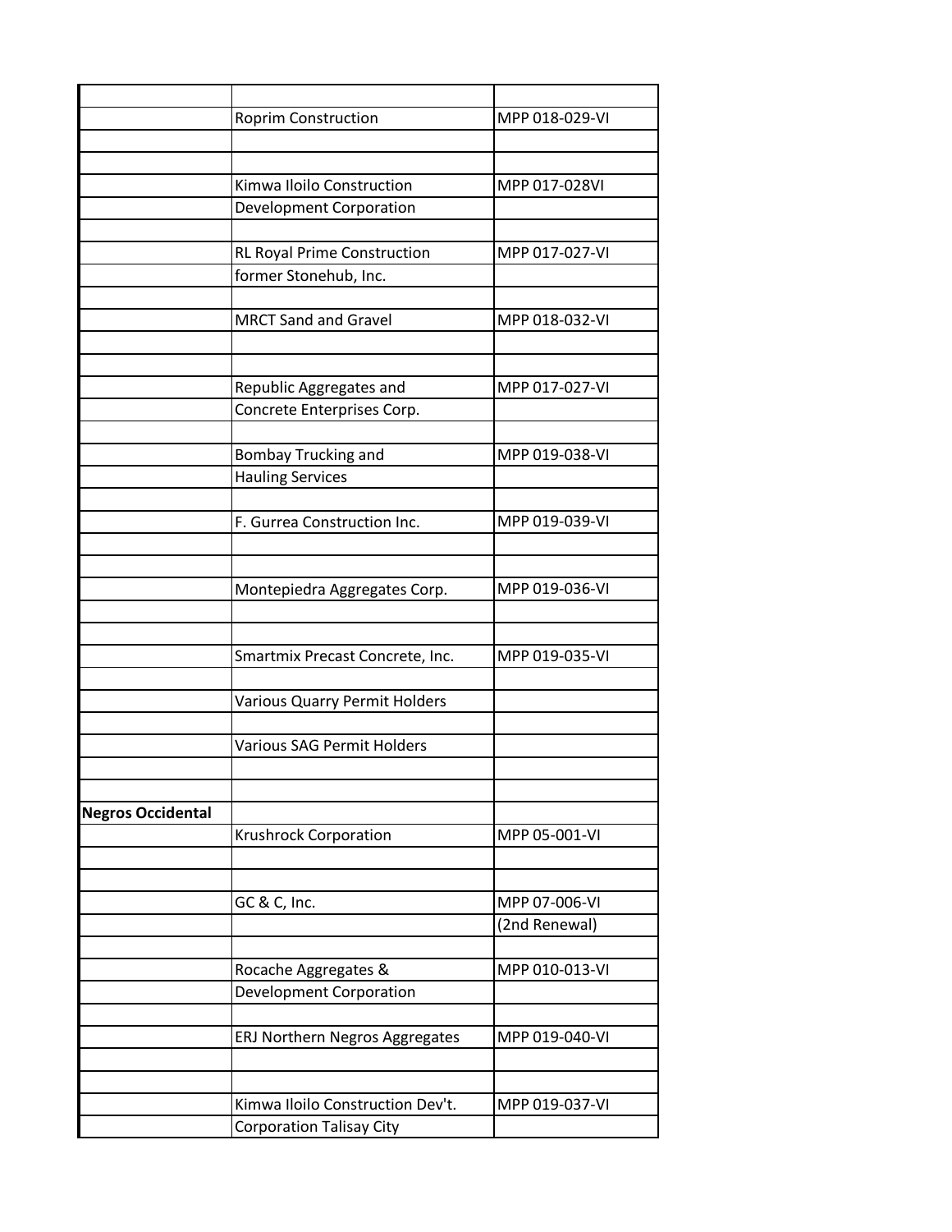| | | |
|---|---|---|
| | Roprim Construction | MPP 018-029-VI |
| | | |
| | | |
| | Kimwa Iloilo Construction | MPP 017-028VI |
| | Development Corporation | |
| | | |
| | RL Royal Prime Construction | MPP 017-027-VI |
| | former Stonehub, Inc. | |
| | | |
| | MRCT Sand and Gravel | MPP 018-032-VI |
| | | |
| | | |
| | Republic Aggregates and | MPP 017-027-VI |
| | Concrete Enterprises Corp. | |
| | | |
| | Bombay Trucking and | MPP 019-038-VI |
| | Hauling Services | |
| | | |
| | F. Gurrea Construction Inc. | MPP 019-039-VI |
| | | |
| | | |
| | Montepiedra Aggregates Corp. | MPP 019-036-VI |
| | | |
| | | |
| | Smartmix Precast Concrete, Inc. | MPP 019-035-VI |
| | | |
| | Various Quarry Permit Holders | |
| | | |
| | Various SAG Permit Holders | |
| | | |
| | | |
| **Negros Occidental** | | |
| | Krushrock Corporation | MPP 05-001-VI |
| | | |
| | | |
| | GC & C, Inc. | MPP 07-006-VI |
| | | (2nd Renewal) |
| | | |
| | Rocache Aggregates & | MPP 010-013-VI |
| | Development Corporation | |
| | | |
| | ERJ Northern Negros Aggregates | MPP 019-040-VI |
| | | |
| | | |
| | Kimwa Iloilo Construction Dev't. | MPP 019-037-VI |
| | Corporation Talisay City | |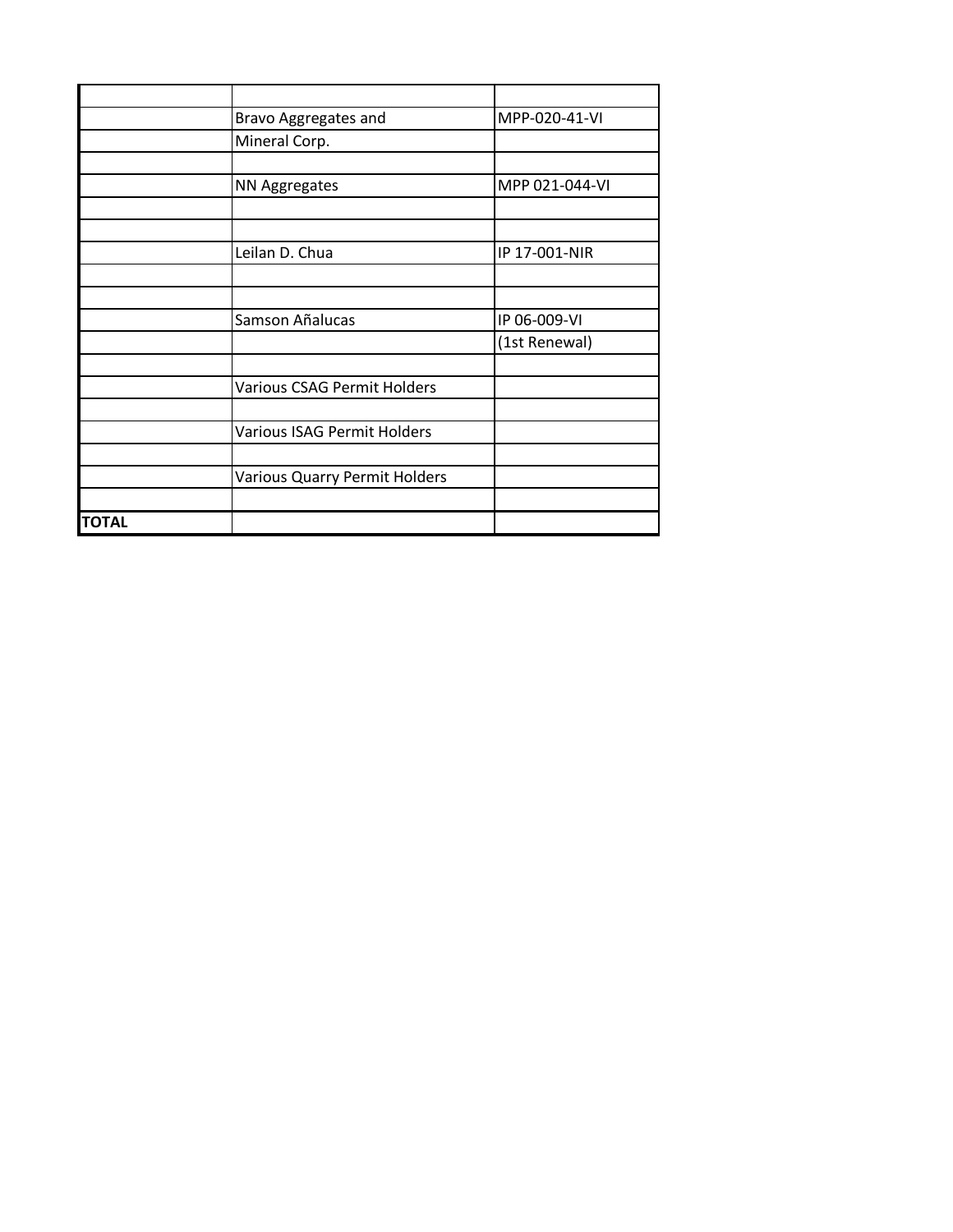| | | |
|---|---|---|
| | Bravo Aggregates and | MPP-020-41-VI |
| | Mineral Corp. | |
| | | |
| | NN Aggregates | MPP 021-044-VI |
| | | |
| | | |
| | Leilan D. Chua | IP 17-001-NIR |
| | | |
| | | |
| | Samson Añalucas | IP 06-009-VI |
| | | (1st Renewal) |
| | | |
| | Various CSAG Permit Holders | |
| | | |
| | Various ISAG Permit Holders | |
| | | |
| | Various Quarry Permit Holders | |
| | | |
| **TOTAL** | | |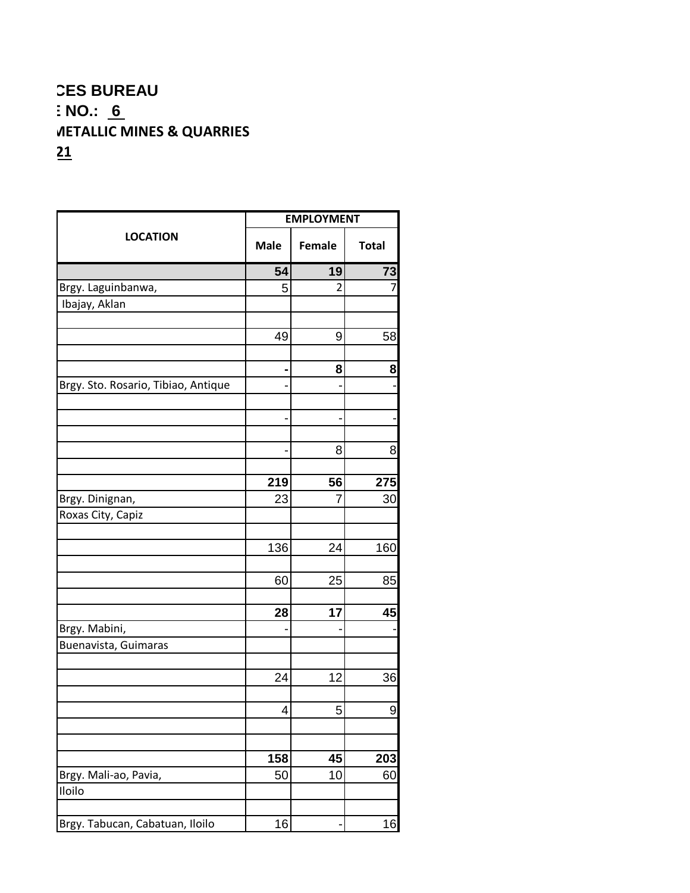**CES BUREAU**

**E NO.: 6**

**METALLIC MINES & QUARRIES**

**21**

| LOCATION | EMPLOYMENT | | |
|---|---|---|---|
| | Male | Female | Total |
| | **54** | **19** | **73** |
| Brgy. Laguinbanwa, | 5 | 2 | 7 |
| Ibajay, Aklan | | | |
| | | | |
| | 49 | 9 | 58 |
| | | | |
| | **-** | **8** | **8** |
| Brgy. Sto. Rosario, Tibiao, Antique | - | - | - |
| | | | |
| | - | - | - |
| | | | |
| | - | 8 | 8 |
| | | | |
| | **219** | **56** | **275** |
| Brgy. Dinignan, | 23 | 7 | 30 |
| Roxas City, Capiz | | | |
| | | | |
| | 136 | 24 | 160 |
| | | | |
| | 60 | 25 | 85 |
| | | | |
| | **28** | **17** | **45** |
| Brgy. Mabini, | - | - | - |
| Buenavista, Guimaras | | | |
| | | | |
| | 24 | 12 | 36 |
| | | | |
| | 4 | 5 | 9 |
| | | | |
| | | | |
| | **158** | **45** | **203** |
| Brgy. Mali-ao, Pavia, | 50 | 10 | 60 |
| Iloilo | | | |
| | | | |
| Brgy. Tabucan, Cabatuan, Iloilo | 16 | - | 16 |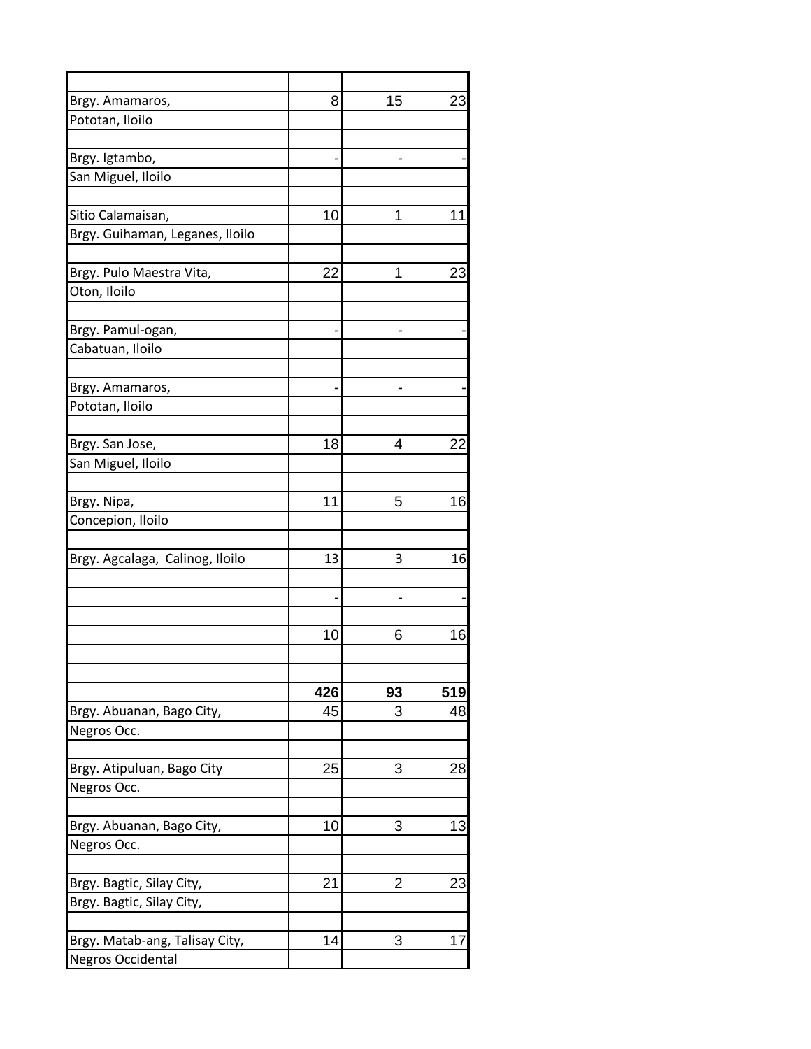| | | | |
|---|---|---|---|
| Brgy. Amamaros, | 8 | 15 | 23 |
| Pototan, Iloilo | | | |
| | | | |
| Brgy. Igtambo, | - | - | - |
| San Miguel, Iloilo | | | |
| | | | |
| Sitio Calamaisan, | 10 | 1 | 11 |
| Brgy. Guihaman, Leganes, Iloilo | | | |
| | | | |
| Brgy. Pulo Maestra Vita, | 22 | 1 | 23 |
| Oton, Iloilo | | | |
| | | | |
| Brgy. Pamul-ogan, | - | - | - |
| Cabatuan, Iloilo | | | |
| | | | |
| Brgy. Amamaros, | - | - | - |
| Pototan, Iloilo | | | |
| | | | |
| Brgy. San Jose, | 18 | 4 | 22 |
| San Miguel, Iloilo | | | |
| | | | |
| Brgy. Nipa, | 11 | 5 | 16 |
| Concepion, Iloilo | | | |
| | | | |
| Brgy. Agcalaga, Calinog, Iloilo | 13 | 3 | 16 |
| | | | |
| | - | - | - |
| | | | |
| | 10 | 6 | 16 |
| | | | |
| | | | |
| | **426** | **93** | **519** |
| Brgy. Abuanan, Bago City, | 45 | 3 | 48 |
| Negros Occ. | | | |
| | | | |
| Brgy. Atipuluan, Bago City | 25 | 3 | 28 |
| Negros Occ. | | | |
| | | | |
| Brgy. Abuanan, Bago City, | 10 | 3 | 13 |
| Negros Occ. | | | |
| | | | |
| Brgy. Bagtic, Silay City, | 21 | 2 | 23 |
| Brgy. Bagtic, Silay City, | | | |
| | | | |
| Brgy. Matab-ang, Talisay City, | 14 | 3 | 17 |
| Negros Occidental | | | |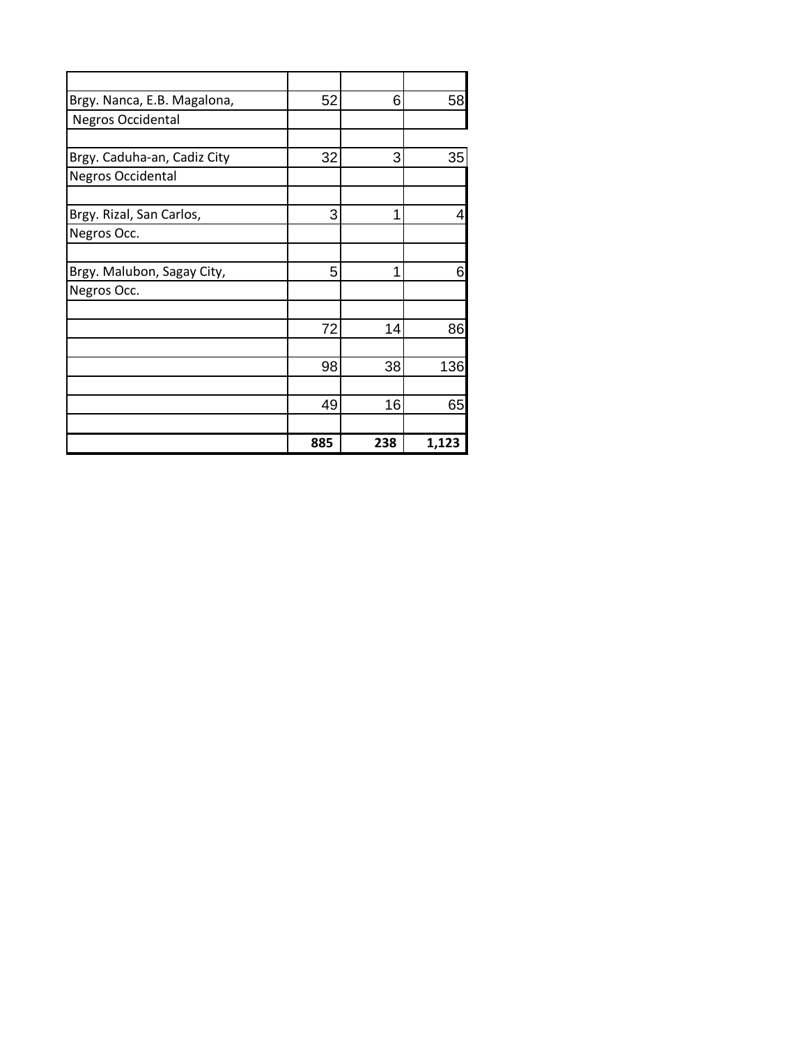| | | | |
|---|---|---|---|
| | | | |
| Brgy. Nanca, E.B. Magalona, | 52 | 6 | 58 |
| Negros Occidental | | | |
| | | | |
| Brgy. Caduha-an, Cadiz City | 32 | 3 | 35 |
| Negros Occidental | | | |
| | | | |
| Brgy. Rizal, San Carlos, | 3 | 1 | 4 |
| Negros Occ. | | | |
| | | | |
| Brgy. Malubon, Sagay City, | 5 | 1 | 6 |
| Negros Occ. | | | |
| | | | |
| | 72 | 14 | 86 |
| | | | |
| | 98 | 38 | 136 |
| | | | |
| | 49 | 16 | 65 |
| | | | |
| | **885** | **238** | **1,123** |